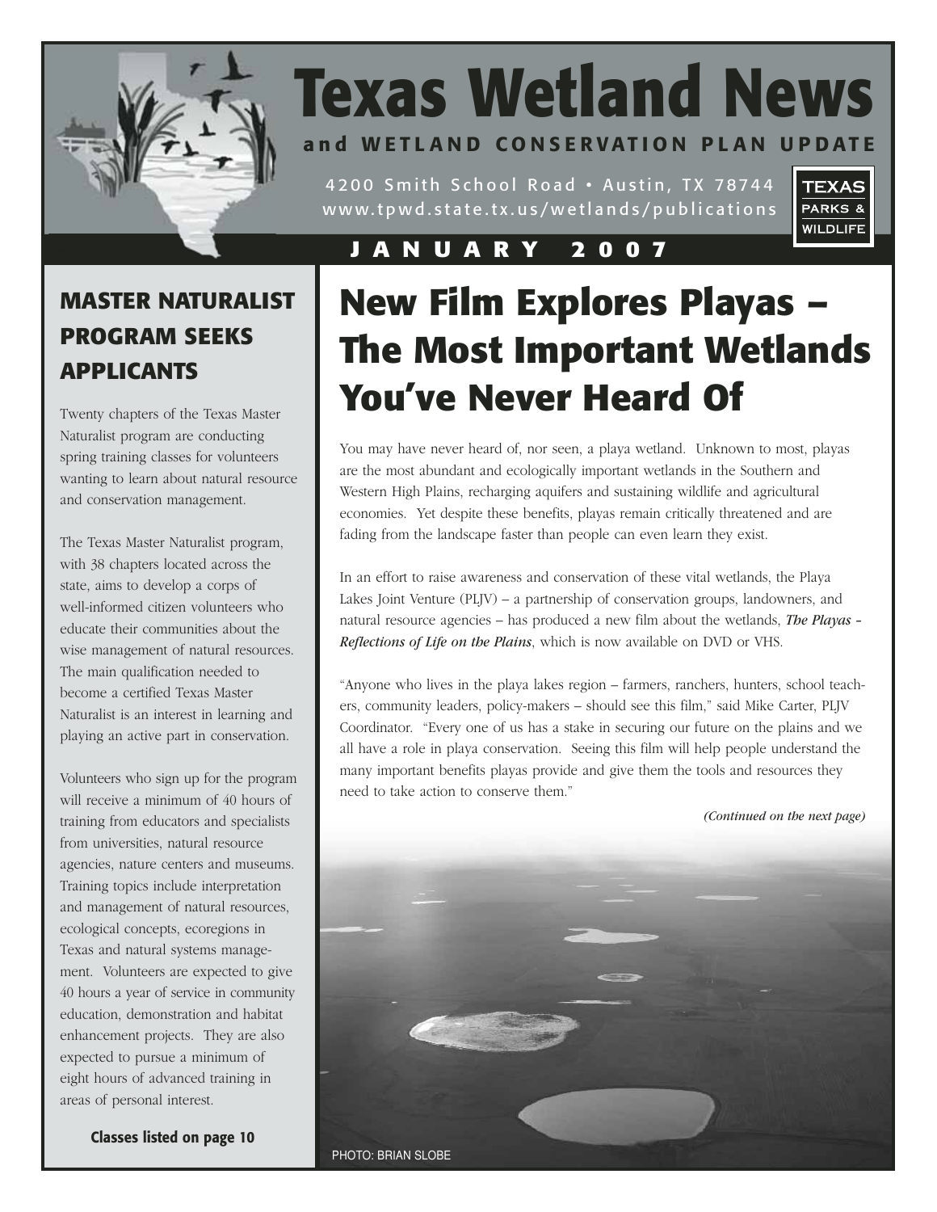# Texas Wetland News

**and WETLAND CONSERVATION PLAN UPDATE**

4200 Smith School Road • Austin, TX 78744
www.tpwd.state.tx.us/wetlands/publications

TEXAS PARKS & WILDLIFE

**JANUARY 2007**

## MASTER NATURALIST PROGRAM SEEKS APPLICANTS

Twenty chapters of the Texas Master Naturalist program are conducting spring training classes for volunteers wanting to learn about natural resource and conservation management.

The Texas Master Naturalist program, with 38 chapters located across the state, aims to develop a corps of well-informed citizen volunteers who educate their communities about the wise management of natural resources. The main qualification needed to become a certified Texas Master Naturalist is an interest in learning and playing an active part in conservation.

Volunteers who sign up for the program will receive a minimum of 40 hours of training from educators and specialists from universities, natural resource agencies, nature centers and museums. Training topics include interpretation and management of natural resources, ecological concepts, ecoregions in Texas and natural systems management. Volunteers are expected to give 40 hours a year of service in community education, demonstration and habitat enhancement projects. They are also expected to pursue a minimum of eight hours of advanced training in areas of personal interest.

**Classes listed on page 10**

# New Film Explores Playas – The Most Important Wetlands You've Never Heard Of

You may have never heard of, nor seen, a playa wetland. Unknown to most, playas are the most abundant and ecologically important wetlands in the Southern and Western High Plains, recharging aquifers and sustaining wildlife and agricultural economies. Yet despite these benefits, playas remain critically threatened and are fading from the landscape faster than people can even learn they exist.

In an effort to raise awareness and conservation of these vital wetlands, the Playa Lakes Joint Venture (PLJV) – a partnership of conservation groups, landowners, and natural resource agencies – has produced a new film about the wetlands, ***The Playas - Reflections of Life on the Plains***, which is now available on DVD or VHS.

"Anyone who lives in the playa lakes region – farmers, ranchers, hunters, school teachers, community leaders, policy-makers – should see this film," said Mike Carter, PLJV Coordinator. "Every one of us has a stake in securing our future on the plains and we all have a role in playa conservation. Seeing this film will help people understand the many important benefits playas provide and give them the tools and resources they need to take action to conserve them."

*(Continued on the next page)*

PHOTO: BRIAN SLOBE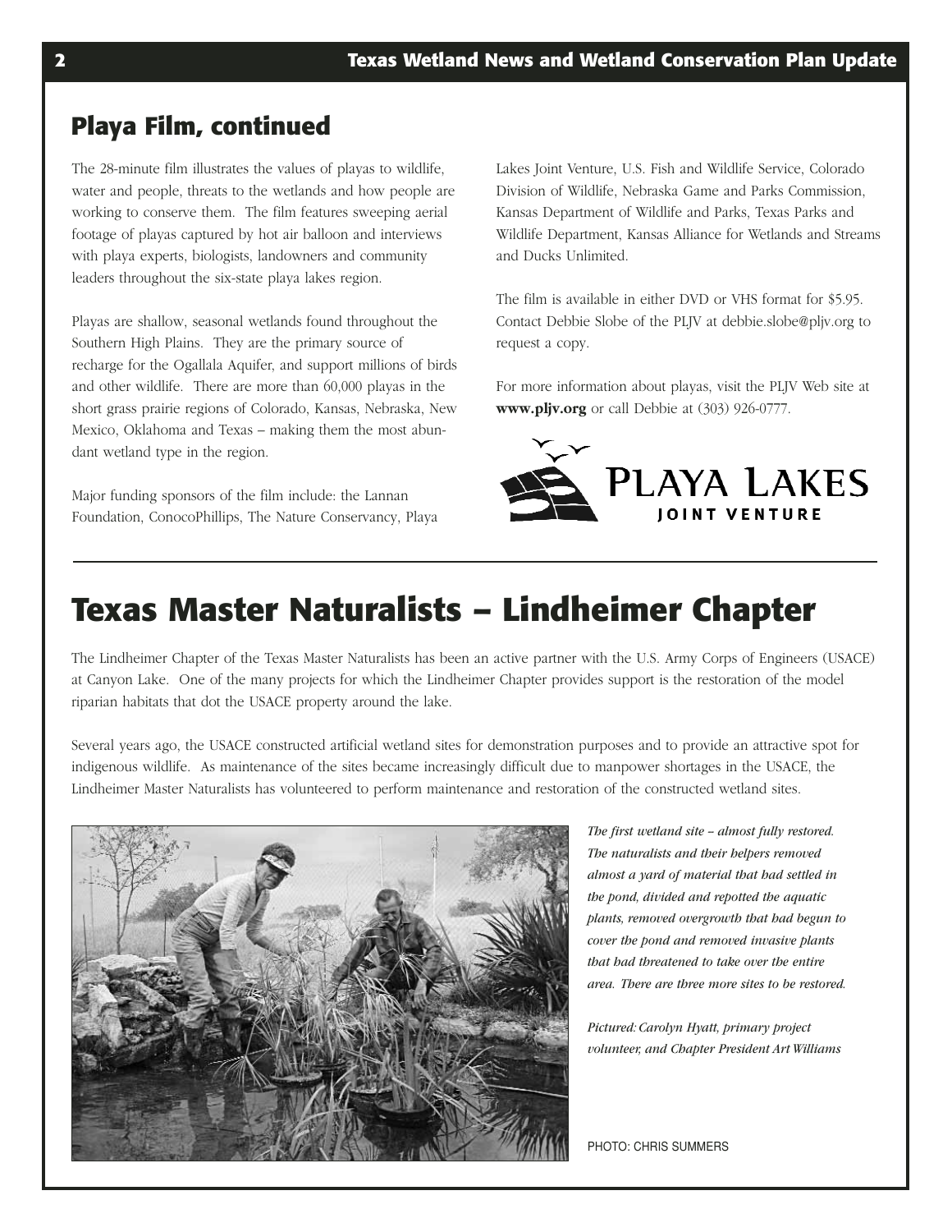## Playa Film, continued

The 28-minute film illustrates the values of playas to wildlife, water and people, threats to the wetlands and how people are working to conserve them. The film features sweeping aerial footage of playas captured by hot air balloon and interviews with playa experts, biologists, landowners and community leaders throughout the six-state playa lakes region.

Playas are shallow, seasonal wetlands found throughout the Southern High Plains. They are the primary source of recharge for the Ogallala Aquifer, and support millions of birds and other wildlife. There are more than 60,000 playas in the short grass prairie regions of Colorado, Kansas, Nebraska, New Mexico, Oklahoma and Texas – making them the most abundant wetland type in the region.

Major funding sponsors of the film include: the Lannan Foundation, ConocoPhillips, The Nature Conservancy, Playa Lakes Joint Venture, U.S. Fish and Wildlife Service, Colorado Division of Wildlife, Nebraska Game and Parks Commission, Kansas Department of Wildlife and Parks, Texas Parks and Wildlife Department, Kansas Alliance for Wetlands and Streams and Ducks Unlimited.

The film is available in either DVD or VHS format for $5.95. Contact Debbie Slobe of the PLJV at debbie.slobe@pljv.org to request a copy.

For more information about playas, visit the PLJV Web site at **www.pljv.org** or call Debbie at (303) 926-0777.

PLAYA LAKES JOINT VENTURE

# Texas Master Naturalists – Lindheimer Chapter

The Lindheimer Chapter of the Texas Master Naturalists has been an active partner with the U.S. Army Corps of Engineers (USACE) at Canyon Lake. One of the many projects for which the Lindheimer Chapter provides support is the restoration of the model riparian habitats that dot the USACE property around the lake.

Several years ago, the USACE constructed artificial wetland sites for demonstration purposes and to provide an attractive spot for indigenous wildlife. As maintenance of the sites became increasingly difficult due to manpower shortages in the USACE, the Lindheimer Master Naturalists has volunteered to perform maintenance and restoration of the constructed wetland sites.

*The first wetland site – almost fully restored. The naturalists and their helpers removed almost a yard of material that had settled in the pond, divided and repotted the aquatic plants, removed overgrowth that had begun to cover the pond and removed invasive plants that had threatened to take over the entire area. There are three more sites to be restored.*

*Pictured: Carolyn Hyatt, primary project volunteer, and Chapter President Art Williams*

PHOTO: CHRIS SUMMERS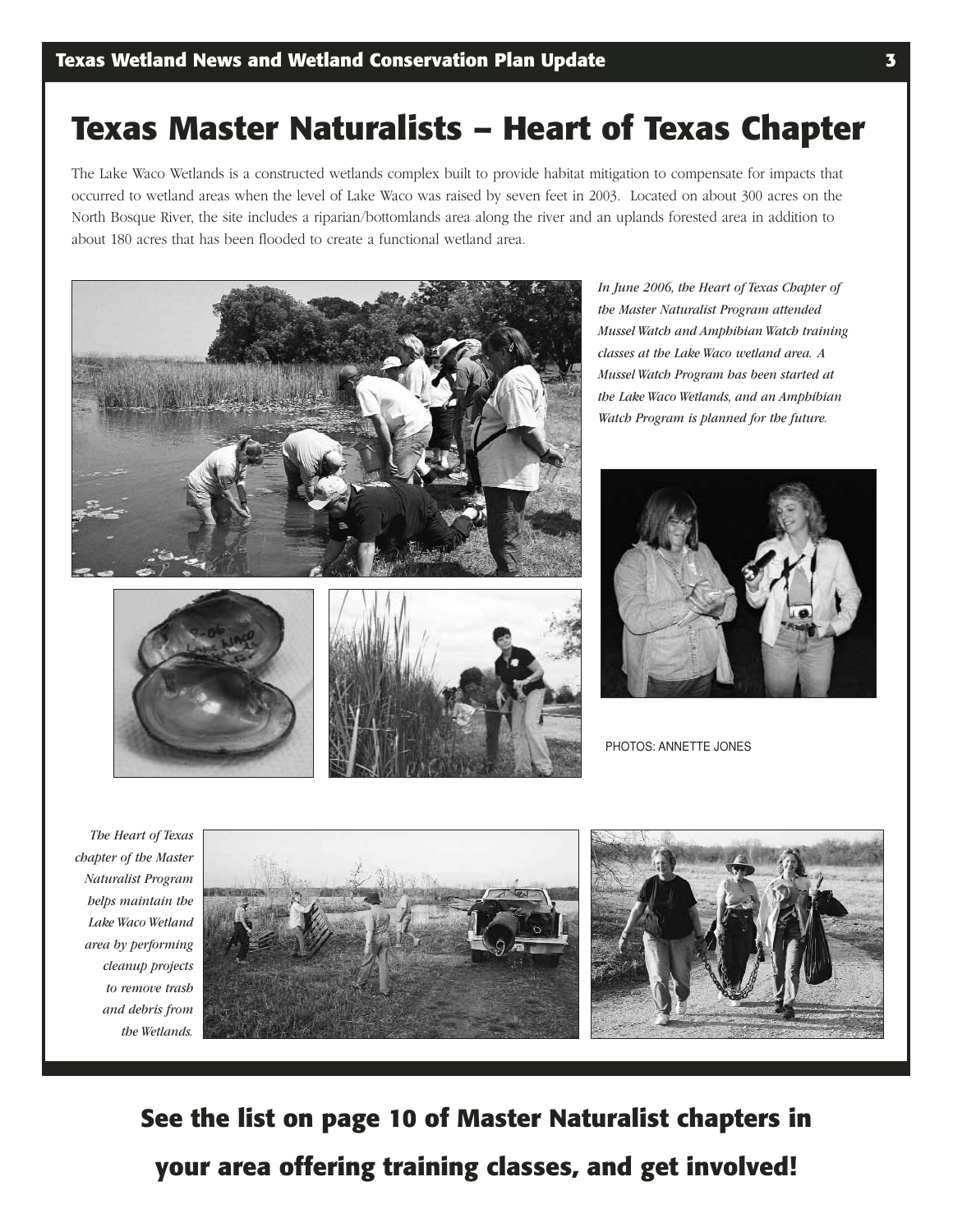# Texas Master Naturalists – Heart of Texas Chapter

The Lake Waco Wetlands is a constructed wetlands complex built to provide habitat mitigation to compensate for impacts that occurred to wetland areas when the level of Lake Waco was raised by seven feet in 2003. Located on about 300 acres on the North Bosque River, the site includes a riparian/bottomlands area along the river and an uplands forested area in addition to about 180 acres that has been flooded to create a functional wetland area.

*In June 2006, the Heart of Texas Chapter of the Master Naturalist Program attended Mussel Watch and Amphibian Watch training classes at the Lake Waco wetland area. A Mussel Watch Program has been started at the Lake Waco Wetlands, and an Amphibian Watch Program is planned for the future.*

PHOTOS: ANNETTE JONES

*The Heart of Texas chapter of the Master Naturalist Program helps maintain the Lake Waco Wetland area by performing cleanup projects to remove trash and debris from the Wetlands.*

**See the list on page 10 of Master Naturalist chapters in your area offering training classes, and get involved!**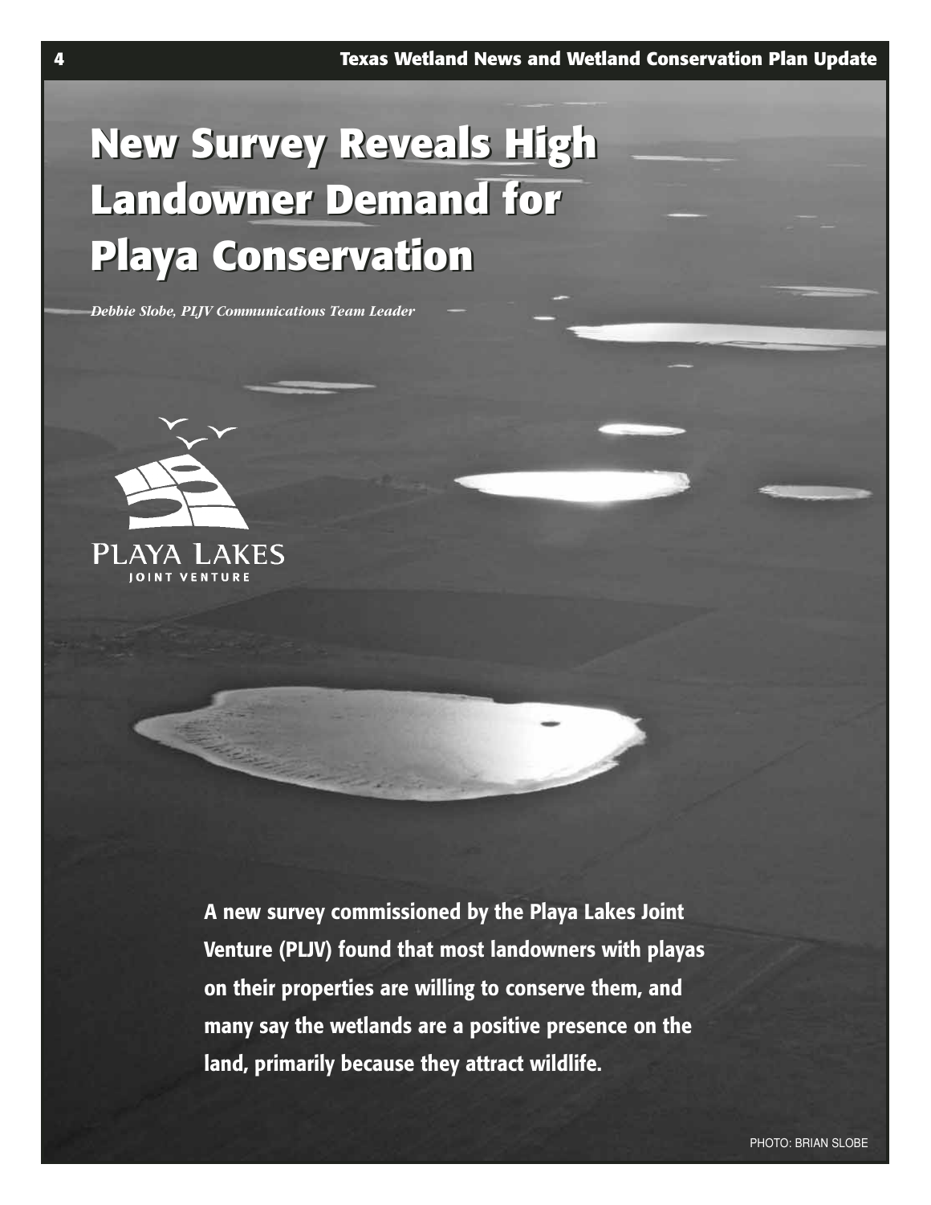# New Survey Reveals High Landowner Demand for Playa Conservation

*Debbie Slobe, PLJV Communications Team Leader*

PLAYA LAKES
JOINT VENTURE

**A new survey commissioned by the Playa Lakes Joint Venture (PLJV) found that most landowners with playas on their properties are willing to conserve them, and many say the wetlands are a positive presence on the land, primarily because they attract wildlife.**

PHOTO: BRIAN SLOBE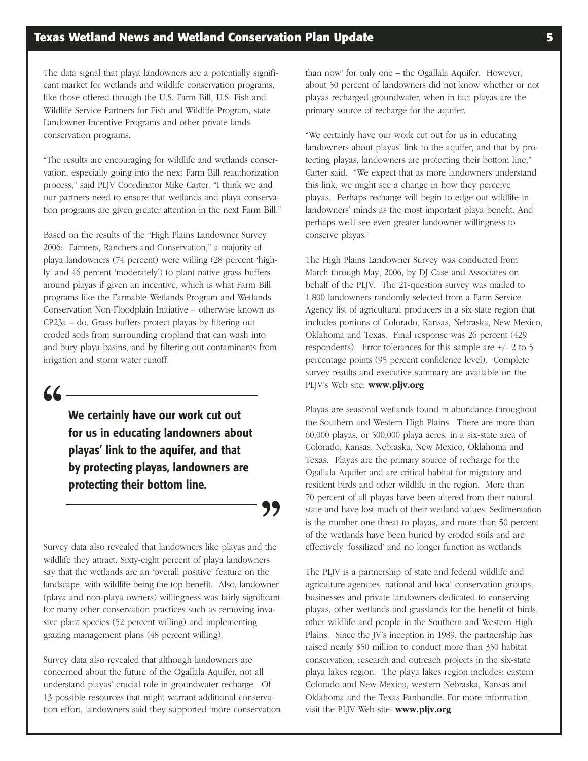The data signal that playa landowners are a potentially significant market for wetlands and wildlife conservation programs, like those offered through the U.S. Farm Bill, U.S. Fish and Wildlife Service Partners for Fish and Wildlife Program, state Landowner Incentive Programs and other private lands conservation programs.

"The results are encouraging for wildlife and wetlands conservation, especially going into the next Farm Bill reauthorization process," said PLJV Coordinator Mike Carter. "I think we and our partners need to ensure that wetlands and playa conservation programs are given greater attention in the next Farm Bill."

Based on the results of the "High Plains Landowner Survey 2006: Farmers, Ranchers and Conservation," a majority of playa landowners (74 percent) were willing (28 percent 'highly' and 46 percent 'moderately') to plant native grass buffers around playas if given an incentive, which is what Farm Bill programs like the Farmable Wetlands Program and Wetlands Conservation Non-Floodplain Initiative – otherwise known as CP23a – do. Grass buffers protect playas by filtering out eroded soils from surrounding cropland that can wash into and bury playa basins, and by filtering out contaminants from irrigation and storm water runoff.

> **"We certainly have our work cut out for us in educating landowners about playas' link to the aquifer, and that by protecting playas, landowners are protecting their bottom line."**

Survey data also revealed that landowners like playas and the wildlife they attract. Sixty-eight percent of playa landowners say that the wetlands are an 'overall positive' feature on the landscape, with wildlife being the top benefit. Also, landowner (playa and non-playa owners) willingness was fairly significant for many other conservation practices such as removing invasive plant species (52 percent willing) and implementing grazing management plans (48 percent willing).

Survey data also revealed that although landowners are concerned about the future of the Ogallala Aquifer, not all understand playas' crucial role in groundwater recharge. Of 13 possible resources that might warrant additional conservation effort, landowners said they supported 'more conservation than now' for only one – the Ogallala Aquifer. However, about 50 percent of landowners did not know whether or not playas recharged groundwater, when in fact playas are the primary source of recharge for the aquifer.

"We certainly have our work cut out for us in educating landowners about playas' link to the aquifer, and that by protecting playas, landowners are protecting their bottom line," Carter said. "We expect that as more landowners understand this link, we might see a change in how they perceive playas. Perhaps recharge will begin to edge out wildlife in landowners' minds as the most important playa benefit. And perhaps we'll see even greater landowner willingness to conserve playas."

The High Plains Landowner Survey was conducted from March through May, 2006, by DJ Case and Associates on behalf of the PLJV. The 21-question survey was mailed to 1,800 landowners randomly selected from a Farm Service Agency list of agricultural producers in a six-state region that includes portions of Colorado, Kansas, Nebraska, New Mexico, Oklahoma and Texas. Final response was 26 percent (429 respondents). Error tolerances for this sample are +/- 2 to 5 percentage points (95 percent confidence level). Complete survey results and executive summary are available on the PLJV's Web site: **www.pljv.org**

Playas are seasonal wetlands found in abundance throughout the Southern and Western High Plains. There are more than 60,000 playas, or 500,000 playa acres, in a six-state area of Colorado, Kansas, Nebraska, New Mexico, Oklahoma and Texas. Playas are the primary source of recharge for the Ogallala Aquifer and are critical habitat for migratory and resident birds and other wildlife in the region. More than 70 percent of all playas have been altered from their natural state and have lost much of their wetland values. Sedimentation is the number one threat to playas, and more than 50 percent of the wetlands have been buried by eroded soils and are effectively 'fossilized' and no longer function as wetlands.

The PLJV is a partnership of state and federal wildlife and agriculture agencies, national and local conservation groups, businesses and private landowners dedicated to conserving playas, other wetlands and grasslands for the benefit of birds, other wildlife and people in the Southern and Western High Plains. Since the JV's inception in 1989, the partnership has raised nearly $50 million to conduct more than 350 habitat conservation, research and outreach projects in the six-state playa lakes region. The playa lakes region includes: eastern Colorado and New Mexico, western Nebraska, Kansas and Oklahoma and the Texas Panhandle. For more information, visit the PLJV Web site: **www.pljv.org**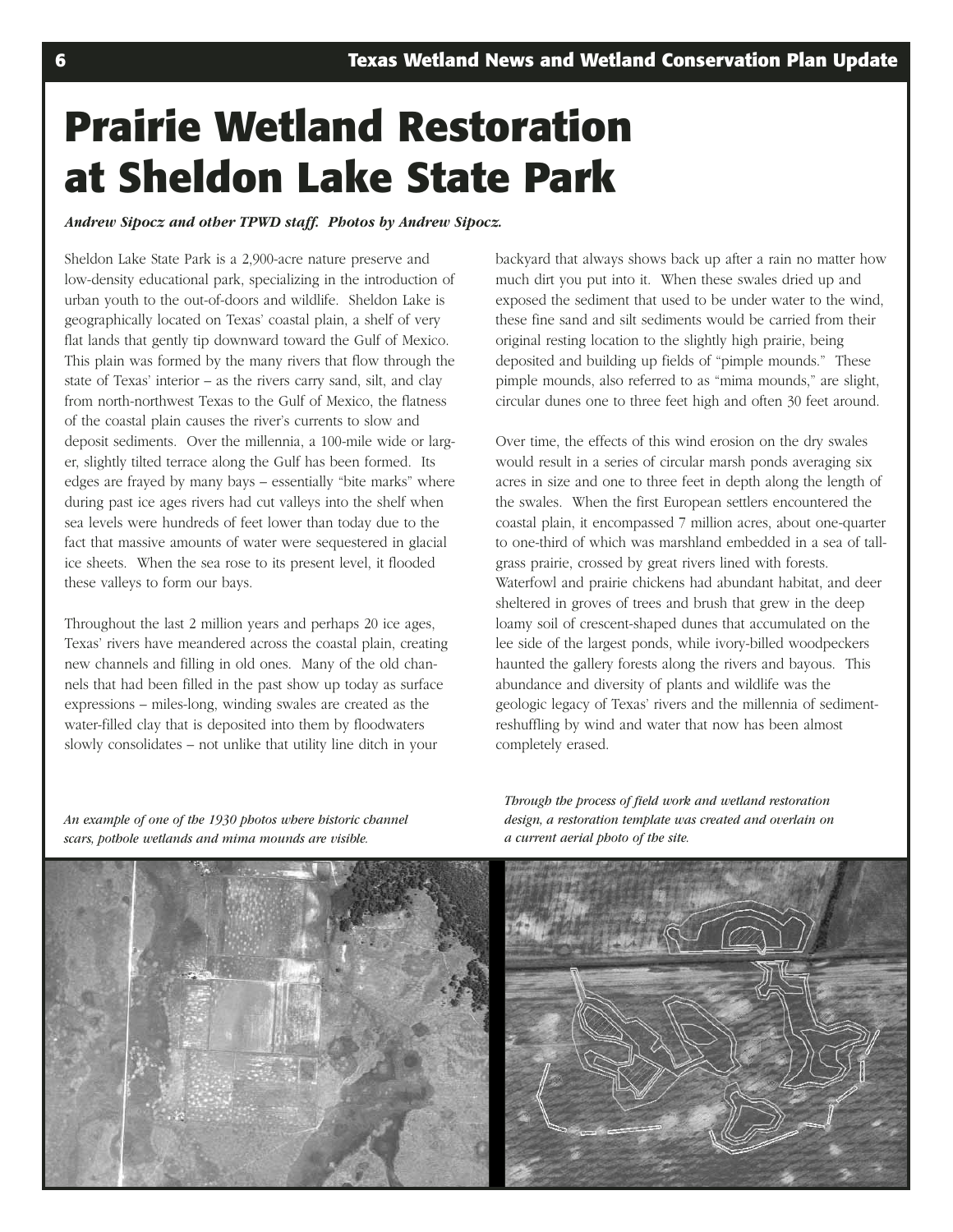# Prairie Wetland Restoration at Sheldon Lake State Park

***Andrew Sipocz and other TPWD staff. Photos by Andrew Sipocz.***

Sheldon Lake State Park is a 2,900-acre nature preserve and low-density educational park, specializing in the introduction of urban youth to the out-of-doors and wildlife. Sheldon Lake is geographically located on Texas' coastal plain, a shelf of very flat lands that gently tip downward toward the Gulf of Mexico. This plain was formed by the many rivers that flow through the state of Texas' interior – as the rivers carry sand, silt, and clay from north-northwest Texas to the Gulf of Mexico, the flatness of the coastal plain causes the river's currents to slow and deposit sediments. Over the millennia, a 100-mile wide or larger, slightly tilted terrace along the Gulf has been formed. Its edges are frayed by many bays – essentially "bite marks" where during past ice ages rivers had cut valleys into the shelf when sea levels were hundreds of feet lower than today due to the fact that massive amounts of water were sequestered in glacial ice sheets. When the sea rose to its present level, it flooded these valleys to form our bays.

Throughout the last 2 million years and perhaps 20 ice ages, Texas' rivers have meandered across the coastal plain, creating new channels and filling in old ones. Many of the old channels that had been filled in the past show up today as surface expressions – miles-long, winding swales are created as the water-filled clay that is deposited into them by floodwaters slowly consolidates – not unlike that utility line ditch in your backyard that always shows back up after a rain no matter how much dirt you put into it. When these swales dried up and exposed the sediment that used to be under water to the wind, these fine sand and silt sediments would be carried from their original resting location to the slightly high prairie, being deposited and building up fields of "pimple mounds." These pimple mounds, also referred to as "mima mounds," are slight, circular dunes one to three feet high and often 30 feet around.

Over time, the effects of this wind erosion on the dry swales would result in a series of circular marsh ponds averaging six acres in size and one to three feet in depth along the length of the swales. When the first European settlers encountered the coastal plain, it encompassed 7 million acres, about one-quarter to one-third of which was marshland embedded in a sea of tallgrass prairie, crossed by great rivers lined with forests. Waterfowl and prairie chickens had abundant habitat, and deer sheltered in groves of trees and brush that grew in the deep loamy soil of crescent-shaped dunes that accumulated on the lee side of the largest ponds, while ivory-billed woodpeckers haunted the gallery forests along the rivers and bayous. This abundance and diversity of plants and wildlife was the geologic legacy of Texas' rivers and the millennia of sediment-reshuffling by wind and water that now has been almost completely erased.

*An example of one of the 1930 photos where historic channel scars, pothole wetlands and mima mounds are visible.*

*Through the process of field work and wetland restoration design, a restoration template was created and overlain on a current aerial photo of the site.*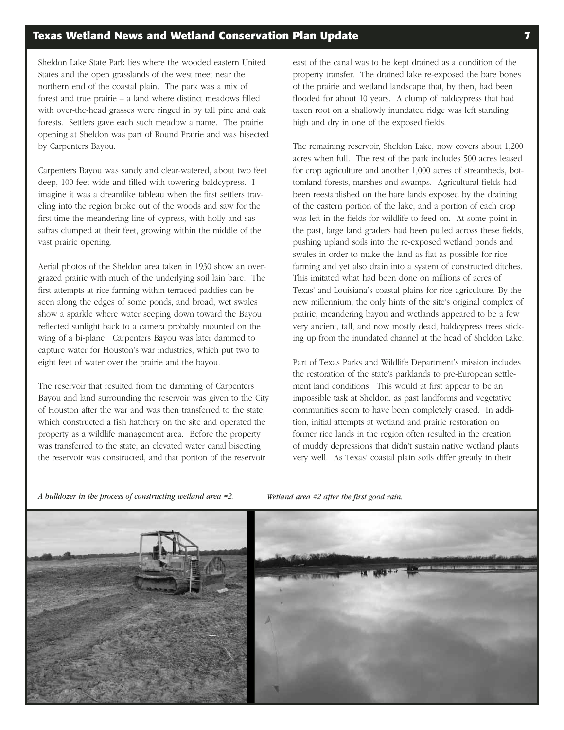Sheldon Lake State Park lies where the wooded eastern United States and the open grasslands of the west meet near the northern end of the coastal plain. The park was a mix of forest and true prairie – a land where distinct meadows filled with over-the-head grasses were ringed in by tall pine and oak forests. Settlers gave each such meadow a name. The prairie opening at Sheldon was part of Round Prairie and was bisected by Carpenters Bayou.

Carpenters Bayou was sandy and clear-watered, about two feet deep, 100 feet wide and filled with towering baldcypress. I imagine it was a dreamlike tableau when the first settlers traveling into the region broke out of the woods and saw for the first time the meandering line of cypress, with holly and sassafras clumped at their feet, growing within the middle of the vast prairie opening.

Aerial photos of the Sheldon area taken in 1930 show an overgrazed prairie with much of the underlying soil lain bare. The first attempts at rice farming within terraced paddies can be seen along the edges of some ponds, and broad, wet swales show a sparkle where water seeping down toward the Bayou reflected sunlight back to a camera probably mounted on the wing of a bi-plane. Carpenters Bayou was later dammed to capture water for Houston's war industries, which put two to eight feet of water over the prairie and the bayou.

The reservoir that resulted from the damming of Carpenters Bayou and land surrounding the reservoir was given to the City of Houston after the war and was then transferred to the state, which constructed a fish hatchery on the site and operated the property as a wildlife management area. Before the property was transferred to the state, an elevated water canal bisecting the reservoir was constructed, and that portion of the reservoir east of the canal was to be kept drained as a condition of the property transfer. The drained lake re-exposed the bare bones of the prairie and wetland landscape that, by then, had been flooded for about 10 years. A clump of baldcypress that had taken root on a shallowly inundated ridge was left standing high and dry in one of the exposed fields.

The remaining reservoir, Sheldon Lake, now covers about 1,200 acres when full. The rest of the park includes 500 acres leased for crop agriculture and another 1,000 acres of streambeds, bottomland forests, marshes and swamps. Agricultural fields had been reestablished on the bare lands exposed by the draining of the eastern portion of the lake, and a portion of each crop was left in the fields for wildlife to feed on. At some point in the past, large land graders had been pulled across these fields, pushing upland soils into the re-exposed wetland ponds and swales in order to make the land as flat as possible for rice farming and yet also drain into a system of constructed ditches. This imitated what had been done on millions of acres of Texas' and Louisiana's coastal plains for rice agriculture. By the new millennium, the only hints of the site's original complex of prairie, meandering bayou and wetlands appeared to be a few very ancient, tall, and now mostly dead, baldcypress trees sticking up from the inundated channel at the head of Sheldon Lake.

Part of Texas Parks and Wildlife Department's mission includes the restoration of the state's parklands to pre-European settlement land conditions. This would at first appear to be an impossible task at Sheldon, as past landforms and vegetative communities seem to have been completely erased. In addition, initial attempts at wetland and prairie restoration on former rice lands in the region often resulted in the creation of muddy depressions that didn't sustain native wetland plants very well. As Texas' coastal plain soils differ greatly in their

*A bulldozer in the process of constructing wetland area #2.*

*Wetland area #2 after the first good rain.*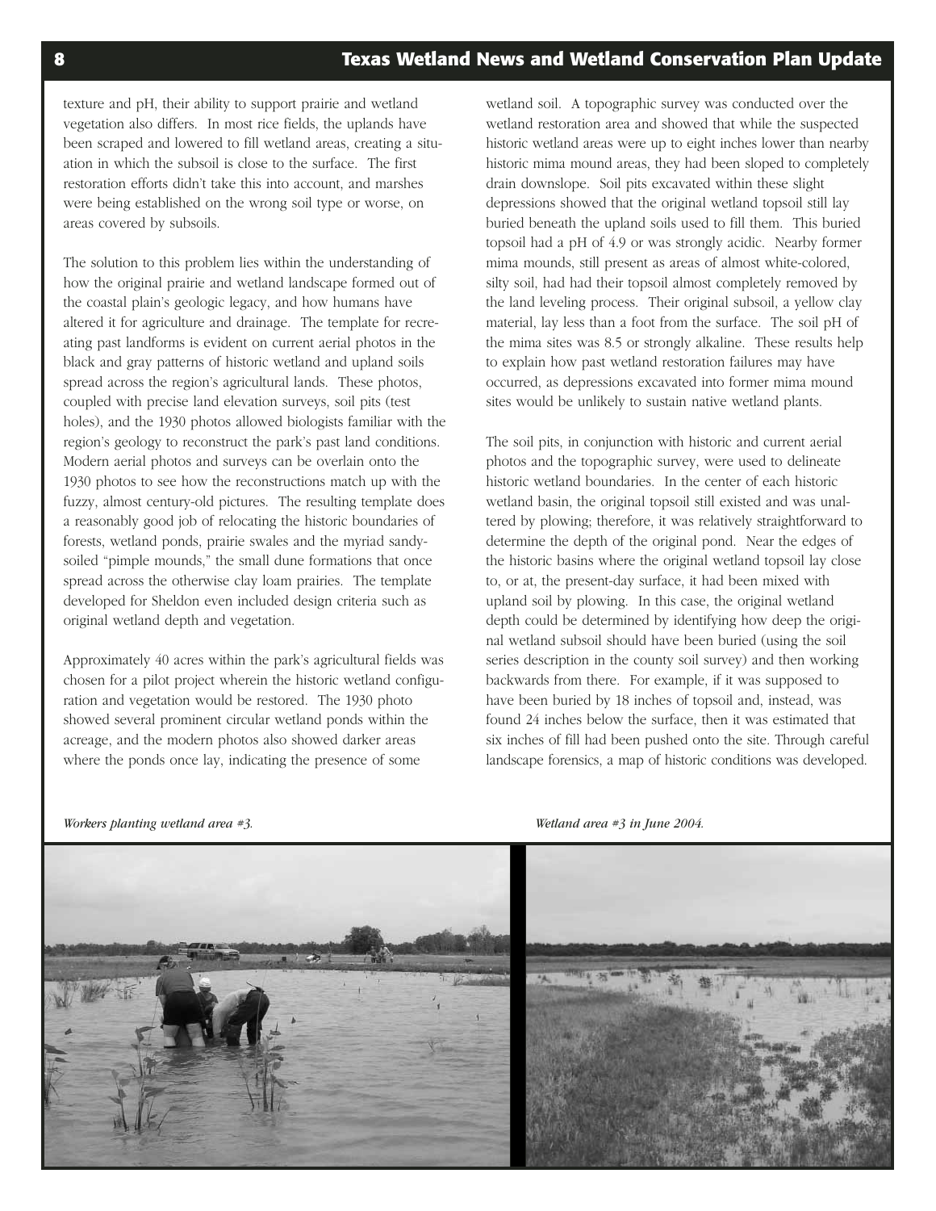texture and pH, their ability to support prairie and wetland vegetation also differs. In most rice fields, the uplands have been scraped and lowered to fill wetland areas, creating a situation in which the subsoil is close to the surface. The first restoration efforts didn't take this into account, and marshes were being established on the wrong soil type or worse, on areas covered by subsoils.

The solution to this problem lies within the understanding of how the original prairie and wetland landscape formed out of the coastal plain's geologic legacy, and how humans have altered it for agriculture and drainage. The template for recreating past landforms is evident on current aerial photos in the black and gray patterns of historic wetland and upland soils spread across the region's agricultural lands. These photos, coupled with precise land elevation surveys, soil pits (test holes), and the 1930 photos allowed biologists familiar with the region's geology to reconstruct the park's past land conditions. Modern aerial photos and surveys can be overlain onto the 1930 photos to see how the reconstructions match up with the fuzzy, almost century-old pictures. The resulting template does a reasonably good job of relocating the historic boundaries of forests, wetland ponds, prairie swales and the myriad sandy-soiled "pimple mounds," the small dune formations that once spread across the otherwise clay loam prairies. The template developed for Sheldon even included design criteria such as original wetland depth and vegetation.

Approximately 40 acres within the park's agricultural fields was chosen for a pilot project wherein the historic wetland configuration and vegetation would be restored. The 1930 photo showed several prominent circular wetland ponds within the acreage, and the modern photos also showed darker areas where the ponds once lay, indicating the presence of some wetland soil. A topographic survey was conducted over the wetland restoration area and showed that while the suspected historic wetland areas were up to eight inches lower than nearby historic mima mound areas, they had been sloped to completely drain downslope. Soil pits excavated within these slight depressions showed that the original wetland topsoil still lay buried beneath the upland soils used to fill them. This buried topsoil had a pH of 4.9 or was strongly acidic. Nearby former mima mounds, still present as areas of almost white-colored, silty soil, had had their topsoil almost completely removed by the land leveling process. Their original subsoil, a yellow clay material, lay less than a foot from the surface. The soil pH of the mima sites was 8.5 or strongly alkaline. These results help to explain how past wetland restoration failures may have occurred, as depressions excavated into former mima mound sites would be unlikely to sustain native wetland plants.

The soil pits, in conjunction with historic and current aerial photos and the topographic survey, were used to delineate historic wetland boundaries. In the center of each historic wetland basin, the original topsoil still existed and was unaltered by plowing; therefore, it was relatively straightforward to determine the depth of the original pond. Near the edges of the historic basins where the original wetland topsoil lay close to, or at, the present-day surface, it had been mixed with upland soil by plowing. In this case, the original wetland depth could be determined by identifying how deep the original wetland subsoil should have been buried (using the soil series description in the county soil survey) and then working backwards from there. For example, if it was supposed to have been buried by 18 inches of topsoil and, instead, was found 24 inches below the surface, then it was estimated that six inches of fill had been pushed onto the site. Through careful landscape forensics, a map of historic conditions was developed.

*Workers planting wetland area #3.*

*Wetland area #3 in June 2004.*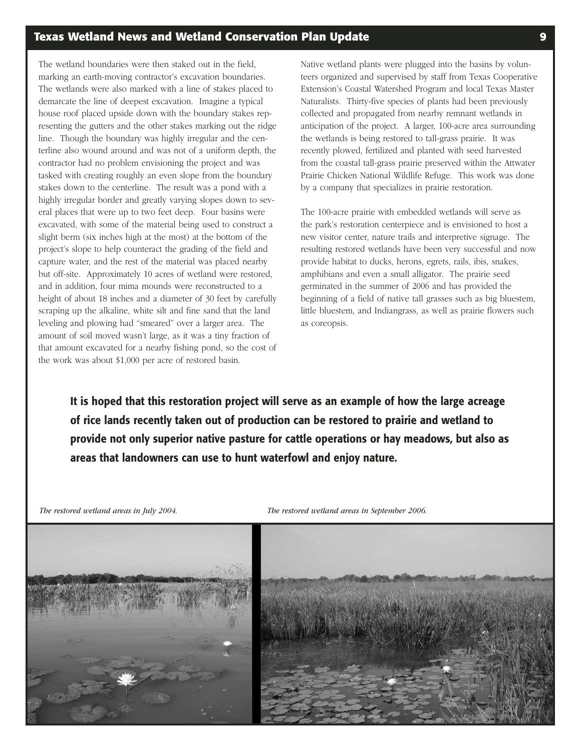The wetland boundaries were then staked out in the field, marking an earth-moving contractor's excavation boundaries. The wetlands were also marked with a line of stakes placed to demarcate the line of deepest excavation. Imagine a typical house roof placed upside down with the boundary stakes representing the gutters and the other stakes marking out the ridge line. Though the boundary was highly irregular and the centerline also wound around and was not of a uniform depth, the contractor had no problem envisioning the project and was tasked with creating roughly an even slope from the boundary stakes down to the centerline. The result was a pond with a highly irregular border and greatly varying slopes down to several places that were up to two feet deep. Four basins were excavated, with some of the material being used to construct a slight berm (six inches high at the most) at the bottom of the project's slope to help counteract the grading of the field and capture water, and the rest of the material was placed nearby but off-site. Approximately 10 acres of wetland were restored, and in addition, four mima mounds were reconstructed to a height of about 18 inches and a diameter of 30 feet by carefully scraping up the alkaline, white silt and fine sand that the land leveling and plowing had "smeared" over a larger area. The amount of soil moved wasn't large, as it was a tiny fraction of that amount excavated for a nearby fishing pond, so the cost of the work was about $1,000 per acre of restored basin.

Native wetland plants were plugged into the basins by volunteers organized and supervised by staff from Texas Cooperative Extension's Coastal Watershed Program and local Texas Master Naturalists. Thirty-five species of plants had been previously collected and propagated from nearby remnant wetlands in anticipation of the project. A larger, 100-acre area surrounding the wetlands is being restored to tall-grass prairie. It was recently plowed, fertilized and planted with seed harvested from the coastal tall-grass prairie preserved within the Attwater Prairie Chicken National Wildlife Refuge. This work was done by a company that specializes in prairie restoration.

The 100-acre prairie with embedded wetlands will serve as the park's restoration centerpiece and is envisioned to host a new visitor center, nature trails and interpretive signage. The resulting restored wetlands have been very successful and now provide habitat to ducks, herons, egrets, rails, ibis, snakes, amphibians and even a small alligator. The prairie seed germinated in the summer of 2006 and has provided the beginning of a field of native tall grasses such as big bluestem, little bluestem, and Indiangrass, as well as prairie flowers such as coreopsis.

**It is hoped that this restoration project will serve as an example of how the large acreage of rice lands recently taken out of production can be restored to prairie and wetland to provide not only superior native pasture for cattle operations or hay meadows, but also as areas that landowners can use to hunt waterfowl and enjoy nature.**

*The restored wetland areas in July 2004.*

*The restored wetland areas in September 2006.*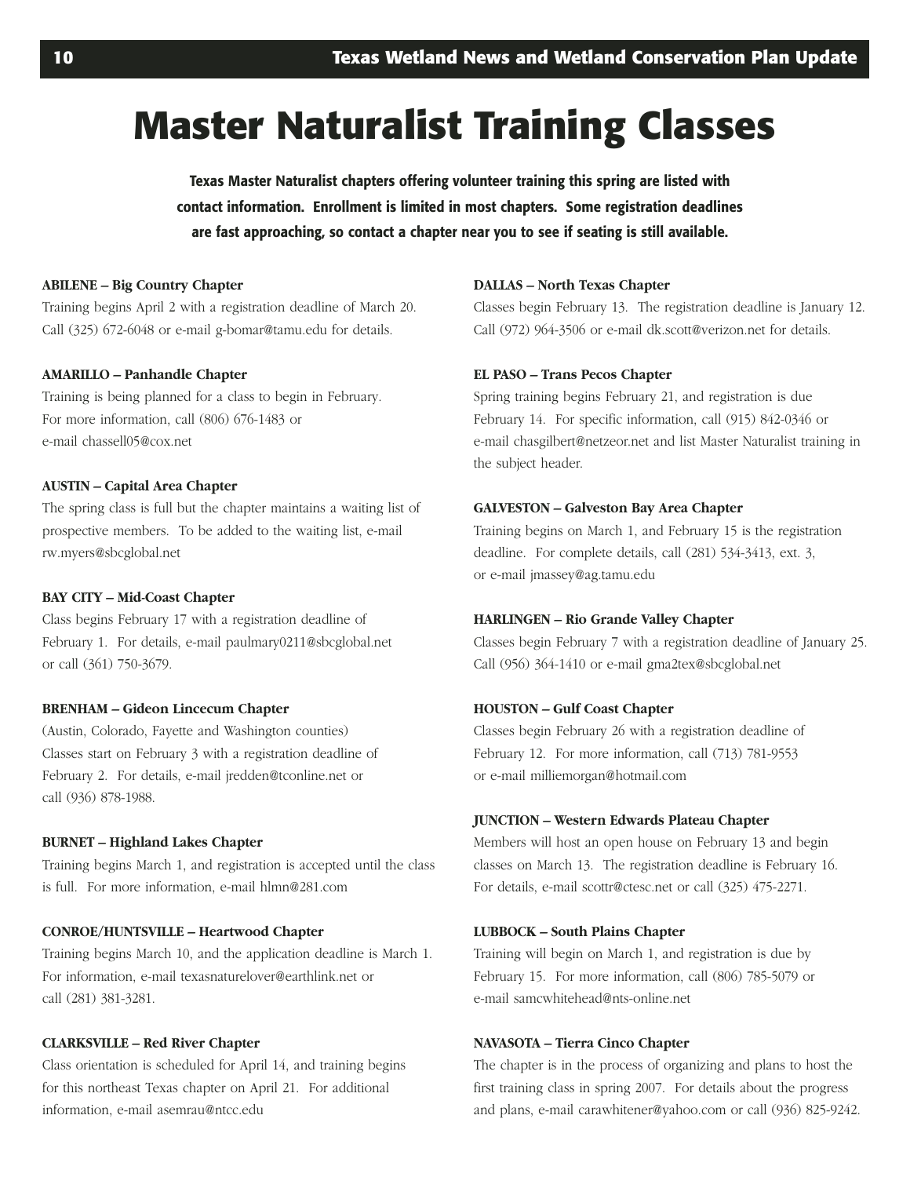# Master Naturalist Training Classes

**Texas Master Naturalist chapters offering volunteer training this spring are listed with contact information. Enrollment is limited in most chapters. Some registration deadlines are fast approaching, so contact a chapter near you to see if seating is still available.**

**ABILENE – Big Country Chapter**
Training begins April 2 with a registration deadline of March 20. Call (325) 672-6048 or e-mail g-bomar@tamu.edu for details.

**AMARILLO – Panhandle Chapter**
Training is being planned for a class to begin in February. For more information, call (806) 676-1483 or e-mail chassell05@cox.net

**AUSTIN – Capital Area Chapter**
The spring class is full but the chapter maintains a waiting list of prospective members. To be added to the waiting list, e-mail rw.myers@sbcglobal.net

**BAY CITY – Mid-Coast Chapter**
Class begins February 17 with a registration deadline of February 1. For details, e-mail paulmary0211@sbcglobal.net or call (361) 750-3679.

**BRENHAM – Gideon Lincecum Chapter**
(Austin, Colorado, Fayette and Washington counties)
Classes start on February 3 with a registration deadline of February 2. For details, e-mail jredden@tconline.net or call (936) 878-1988.

**BURNET – Highland Lakes Chapter**
Training begins March 1, and registration is accepted until the class is full. For more information, e-mail hlmn@281.com

**CONROE/HUNTSVILLE – Heartwood Chapter**
Training begins March 10, and the application deadline is March 1. For information, e-mail texasnaturelover@earthlink.net or call (281) 381-3281.

**CLARKSVILLE – Red River Chapter**
Class orientation is scheduled for April 14, and training begins for this northeast Texas chapter on April 21. For additional information, e-mail asemrau@ntcc.edu

**DALLAS – North Texas Chapter**
Classes begin February 13. The registration deadline is January 12. Call (972) 964-3506 or e-mail dk.scott@verizon.net for details.

**EL PASO – Trans Pecos Chapter**
Spring training begins February 21, and registration is due February 14. For specific information, call (915) 842-0346 or e-mail chasgilbert@netzeor.net and list Master Naturalist training in the subject header.

**GALVESTON – Galveston Bay Area Chapter**
Training begins on March 1, and February 15 is the registration deadline. For complete details, call (281) 534-3413, ext. 3, or e-mail jmassey@ag.tamu.edu

**HARLINGEN – Rio Grande Valley Chapter**
Classes begin February 7 with a registration deadline of January 25. Call (956) 364-1410 or e-mail gma2tex@sbcglobal.net

**HOUSTON – Gulf Coast Chapter**
Classes begin February 26 with a registration deadline of February 12. For more information, call (713) 781-9553 or e-mail milliemorgan@hotmail.com

**JUNCTION – Western Edwards Plateau Chapter**
Members will host an open house on February 13 and begin classes on March 13. The registration deadline is February 16. For details, e-mail scottr@ctesc.net or call (325) 475-2271.

**LUBBOCK – South Plains Chapter**
Training will begin on March 1, and registration is due by February 15. For more information, call (806) 785-5079 or e-mail samcwhitehead@nts-online.net

**NAVASOTA – Tierra Cinco Chapter**
The chapter is in the process of organizing and plans to host the first training class in spring 2007. For details about the progress and plans, e-mail carawhitener@yahoo.com or call (936) 825-9242.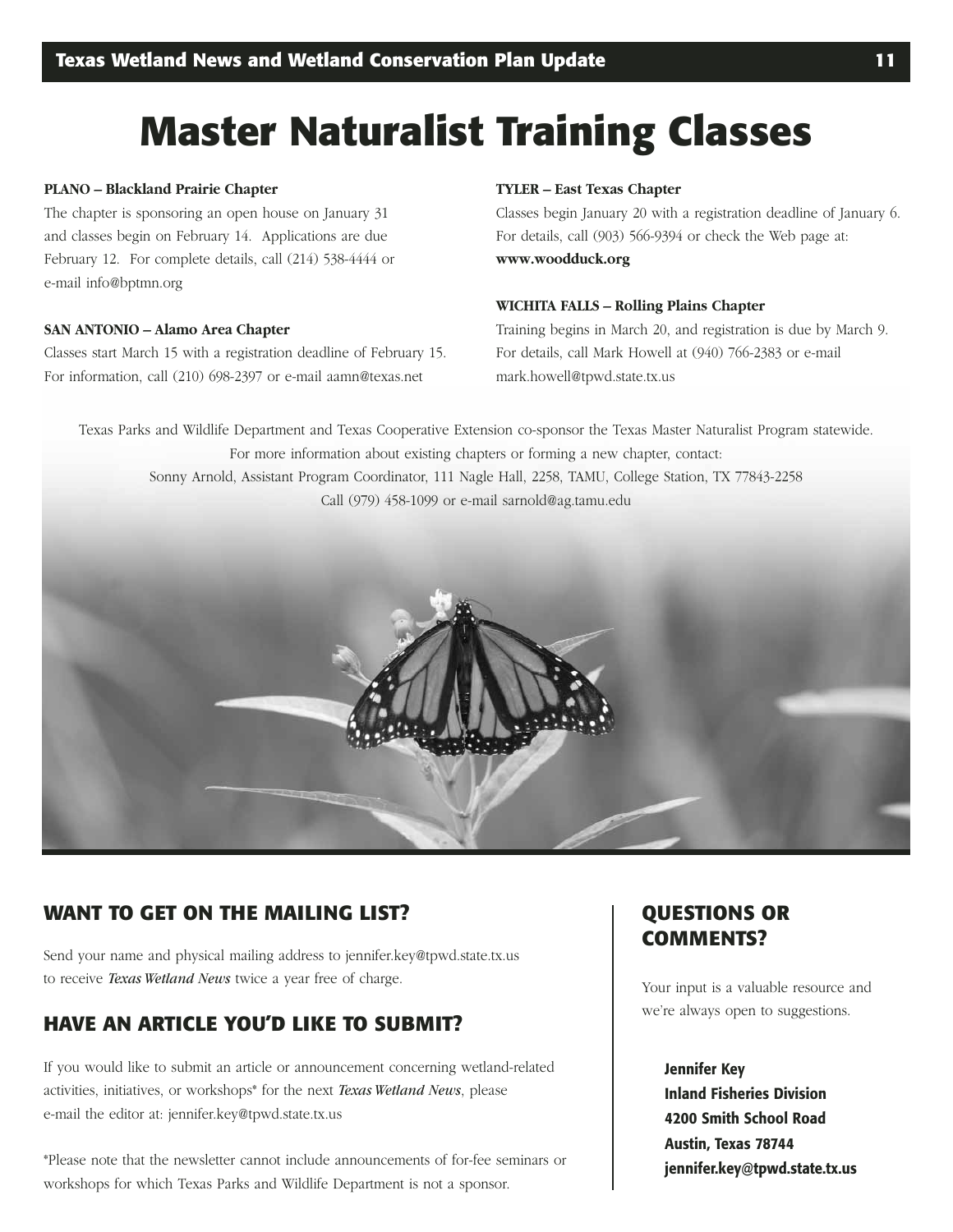# Master Naturalist Training Classes

**PLANO – Blackland Prairie Chapter**

The chapter is sponsoring an open house on January 31 and classes begin on February 14. Applications are due February 12. For complete details, call (214) 538-4444 or e-mail info@bptmn.org

**SAN ANTONIO – Alamo Area Chapter**

Classes start March 15 with a registration deadline of February 15. For information, call (210) 698-2397 or e-mail aamn@texas.net

**TYLER – East Texas Chapter**

Classes begin January 20 with a registration deadline of January 6. For details, call (903) 566-9394 or check the Web page at: **www.woodduck.org**

**WICHITA FALLS – Rolling Plains Chapter**

Training begins in March 20, and registration is due by March 9. For details, call Mark Howell at (940) 766-2383 or e-mail mark.howell@tpwd.state.tx.us

Texas Parks and Wildlife Department and Texas Cooperative Extension co-sponsor the Texas Master Naturalist Program statewide. For more information about existing chapters or forming a new chapter, contact:
Sonny Arnold, Assistant Program Coordinator, 111 Nagle Hall, 2258, TAMU, College Station, TX 77843-2258
Call (979) 458-1099 or e-mail sarnold@ag.tamu.edu

## WANT TO GET ON THE MAILING LIST?

Send your name and physical mailing address to jennifer.key@tpwd.state.tx.us to receive *Texas Wetland News* twice a year free of charge.

## HAVE AN ARTICLE YOU'D LIKE TO SUBMIT?

If you would like to submit an article or announcement concerning wetland-related activities, initiatives, or workshops* for the next *Texas Wetland News*, please e-mail the editor at: jennifer.key@tpwd.state.tx.us

*Please note that the newsletter cannot include announcements of for-fee seminars or workshops for which Texas Parks and Wildlife Department is not a sponsor.

## QUESTIONS OR COMMENTS?

Your input is a valuable resource and we're always open to suggestions.

**Jennifer Key**
**Inland Fisheries Division**
**4200 Smith School Road**
**Austin, Texas 78744**
**jennifer.key@tpwd.state.tx.us**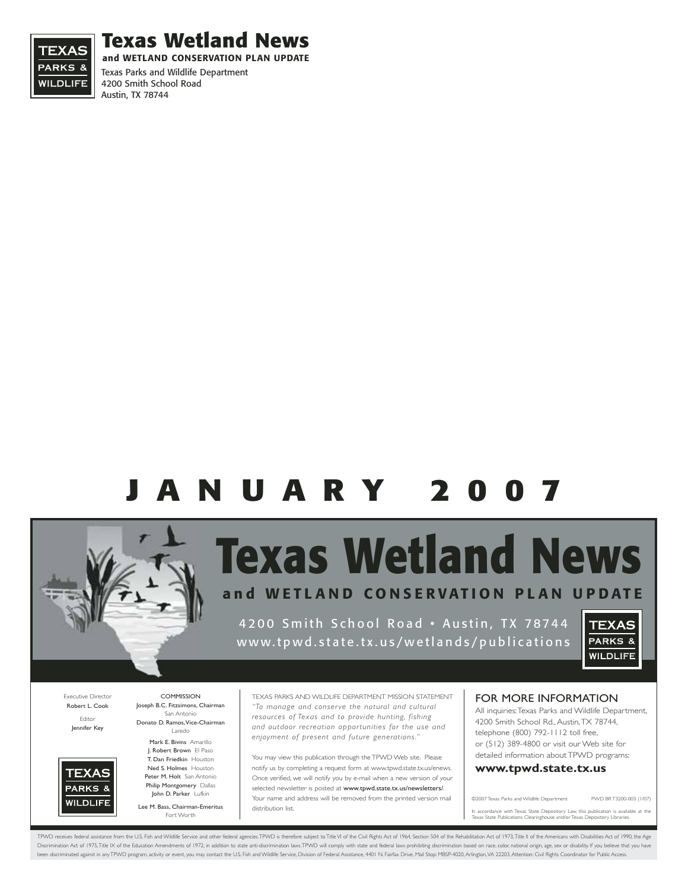# Texas Wetland News

**and WETLAND CONSERVATION PLAN UPDATE**

Texas Parks and Wildlife Department
4200 Smith School Road
Austin, TX 78744

# J A N U A R Y 2 0 0 7

# Texas Wetland News

**and WETLAND CONSERVATION PLAN UPDATE**

4200 Smith School Road • Austin, TX 78744
www.tpwd.state.tx.us/wetlands/publications

Executive Director
Robert L. Cook

Editor
Jennifer Key

COMMISSION
Joseph B.C. Fitzsimons, Chairman San Antonio
Donato D. Ramos, Vice-Chairman Laredo
Mark E. Bivins Amarillo
J. Robert Brown El Paso
T. Dan Friedkin Houston
Ned S. Holmes Houston
Peter M. Holt San Antonio
Philip Montgomery Dallas
John D. Parker Lufkin
Lee M. Bass, Chairman-Emeritus Fort Worth

TEXAS PARKS AND WILDLIFE DEPARTMENT MISSION STATEMENT
*"To manage and conserve the natural and cultural resources of Texas and to provide hunting, fishing and outdoor recreation opportunities for the use and enjoyment of present and future generations."*

You may view this publication through the TPWD Web site. Please notify us by completing a request form at www.tpwd.state.tx.us/enews. Once verified, we will notify you by e-mail when a new version of your selected newsletter is posted at **www.tpwd.state.tx.us/newsletters/**. Your name and address will be removed from the printed version mail distribution list.

## FOR MORE INFORMATION

All inquiries: Texas Parks and Wildlife Department, 4200 Smith School Rd., Austin, TX 78744, telephone (800) 792-1112 toll free, or (512) 389-4800 or visit our Web site for detailed information about TPWD programs:

**www.tpwd.state.tx.us**

©2007 Texas Parks and Wildlife Department PWD BR T3200-003 (1/07)

In accordance with Texas State Depository Law, this publication is available at the Texas State Publications Clearinghouse and/or Texas Depository Libraries.

TPWD receives federal assistance from the U.S. Fish and Wildlife Service and other federal agencies. TPWD is therefore subject to Title VI of the Civil Rights Act of 1964, Section 504 of the Rehabilitation Act of 1973, Title II of the Americans with Disabilities Act of 1990, the Age Discrimination Act of 1975, Title IX of the Education Amendments of 1972, in addition to state anti-discrimination laws. TPWD will comply with state and federal laws prohibiting discrimination based on race, color, national origin, age, sex or disability. If you believe that you have been discriminated against in any TPWD program, activity or event, you may contact the U.S. Fish and Wildlife Service, Division of Federal Assistance, 4401 N. Fairfax Drive, Mail Stop: MBSP-4020, Arlington, VA 22203, Attention: Civil Rights Coordinator for Public Access.